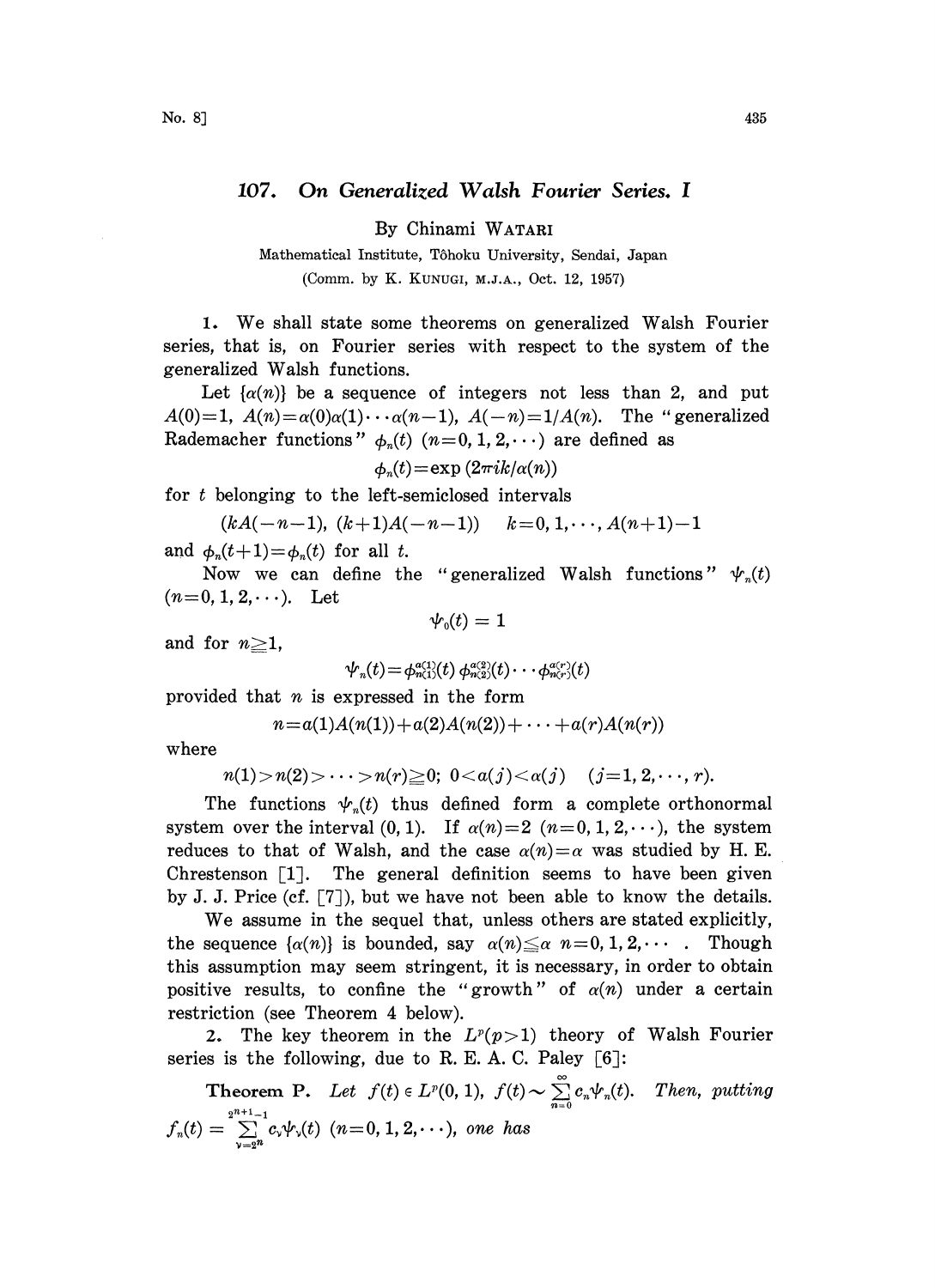# 107. On Generalized Walsh Fourier Series. I

By Chinami WATARI

Mathematical Institute, Tôhoku University, Sendai, Japan

(Comm. by K. KUNUGI, M.J.A., Oct. 12, 1957)

1. We shall state some theorems on generalized Walsh Fourier series, that is, on Fourier series with respect to the system of the generalized Walsh functions.

Let $\{\alpha(n)\}$ be a sequence of integers not less than 2, and put $A(0)=1$, $A(n)=\alpha(0)\alpha(1)\cdots\alpha(n-1)$, $A(-n)=1/A(n)$. The "generalized Rademacher functions" $\phi_n(t)$ $(n=0,1,2,\cdots)$ are defined as

$$\phi_n(t)=\exp(2\pi ik/\alpha(n))$$

for $t$ belonging to the left-semiclosed intervals

$$(kA(-n-1),\ (k+1)A(-n-1)) \qquad k=0,1,\cdots,A(n+1)-1$$

and $\phi_n(t+1)=\phi_n(t)$ for all $t$.

Now we can define the "generalized Walsh functions" $\psi_n(t)$ $(n=0,1,2,\cdots)$. Let

$$\psi_0(t)=1$$

and for $n\geqq 1$,

$$\psi_n(t)=\phi_{n(1)}^{a(1)}(t)\,\phi_{n(2)}^{a(2)}(t)\cdots\phi_{n(r)}^{a(r)}(t)$$

provided that $n$ is expressed in the form

$$n=a(1)A(n(1))+a(2)A(n(2))+\cdots+a(r)A(n(r))$$

where

$$n(1)>n(2)>\cdots>n(r)\geqq 0;\ 0<a(j)<\alpha(j) \quad (j=1,2,\cdots,r).$$

The functions $\psi_n(t)$ thus defined form a complete orthonormal system over the interval $(0,1)$. If $\alpha(n)=2$ $(n=0,1,2,\cdots)$, the system reduces to that of Walsh, and the case $\alpha(n)=\alpha$ was studied by H. E. Chrestenson [1]. The general definition seems to have been given by J. J. Price (cf. [7]), but we have not been able to know the details.

We assume in the sequel that, unless others are stated explicitly, the sequence $\{\alpha(n)\}$ is bounded, say $\alpha(n)\leqq\alpha$ $n=0,1,2,\cdots$. Though this assumption may seem stringent, it is necessary, in order to obtain positive results, to confine the "growth" of $\alpha(n)$ under a certain restriction (see Theorem 4 below).

2. The key theorem in the $L^p(p>1)$ theory of Walsh Fourier series is the following, due to R. E. A. C. Paley [6]:

**Theorem P.** *Let $f(t)\in L^p(0,1)$, $f(t)\sim\sum_{n=0}^{\infty}c_n\psi_n(t)$. Then, putting $f_n(t)=\sum_{\nu=2^n}^{2^{n+1}-1}c_\nu\psi_\nu(t)$ $(n=0,1,2,\cdots)$, one has*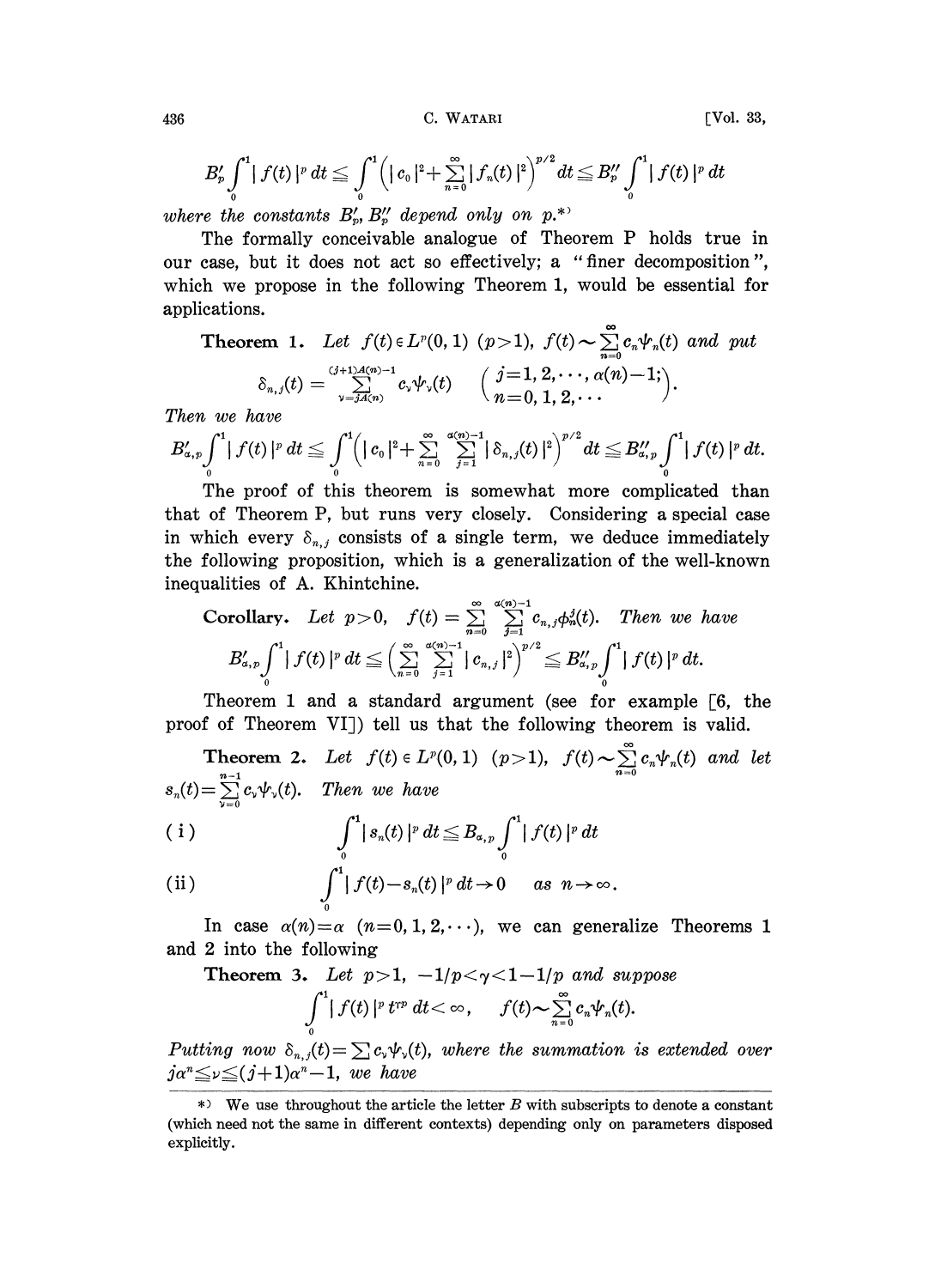$$B'_p \int_0^1 |f(t)|^p \, dt \leqq \int_0^1 \Big( |c_0|^2 + \sum_{n=0}^{\infty} |f_n(t)|^2 \Big)^{p/2} dt \leqq B''_p \int_0^1 |f(t)|^p \, dt$$

*where the constants $B'_p, B''_p$ depend only on $p$.*[*)]

The formally conceivable analogue of Theorem P holds true in our case, but it does not act so effectively; a "finer decomposition", which we propose in the following Theorem 1, would be essential for applications.

**Theorem 1.** *Let $f(t) \in L^p(0,1)$ $(p>1)$, $f(t) \sim \sum_{n=0}^{\infty} c_n \psi_n(t)$ and put*

$$\delta_{n,j}(t) = \sum_{\nu = jA(n)}^{(j+1)A(n)-1} c_\nu \psi_\nu(t) \qquad \begin{pmatrix} j=1,2,\cdots,\alpha(n)-1; \\ n=0,1,2,\cdots \end{pmatrix}.$$

*Then we have*

$$B'_{\alpha,p} \int_0^1 |f(t)|^p \, dt \leqq \int_0^1 \Big( |c_0|^2 + \sum_{n=0}^{\infty} \sum_{j=1}^{\alpha(n)-1} |\delta_{n,j}(t)|^2 \Big)^{p/2} dt \leqq B''_{\alpha,p} \int_0^1 |f(t)|^p \, dt.$$

The proof of this theorem is somewhat more complicated than that of Theorem P, but runs very closely. Considering a special case in which every $\delta_{n,j}$ consists of a single term, we deduce immediately the following proposition, which is a generalization of the well-known inequalities of A. Khintchine.

**Corollary.** *Let $p>0$, $f(t) = \sum_{n=0}^{\infty} \sum_{j=1}^{\alpha(n)-1} c_{n,j} \phi_n^j(t)$. Then we have*

$$B'_{\alpha,p} \int_0^1 |f(t)|^p \, dt \leqq \Big( \sum_{n=0}^{\infty} \sum_{j=1}^{\alpha(n)-1} |c_{n,j}|^2 \Big)^{p/2} \leqq B''_{\alpha,p} \int_0^1 |f(t)|^p \, dt.$$

Theorem 1 and a standard argument (see for example [6, the proof of Theorem VI]) tell us that the following theorem is valid.

**Theorem 2.** *Let $f(t) \in L^p(0,1)$ $(p>1)$, $f(t) \sim \sum_{n=0}^{\infty} c_n \psi_n(t)$ and let $s_n(t) = \sum_{\nu=0}^{n-1} c_\nu \psi_\nu(t)$. Then we have*

(i)
$$\int_0^1 |s_n(t)|^p \, dt \leqq B_{\alpha,p} \int_0^1 |f(t)|^p \, dt$$

(ii)
$$\int_0^1 |f(t) - s_n(t)|^p \, dt \to 0 \quad \text{as } n \to \infty.$$

In case $\alpha(n) = \alpha$ $(n=0,1,2,\cdots)$, we can generalize Theorems 1 and 2 into the following

**Theorem 3.** *Let $p>1$, $-1/p < \gamma < 1-1/p$ and suppose*

$$\int_0^1 |f(t)|^p t^{\gamma p} \, dt < \infty, \qquad f(t) \sim \sum_{n=0}^{\infty} c_n \psi_n(t).$$

*Putting now $\delta_{n,j}(t) = \sum c_\nu \psi_\nu(t)$, where the summation is extended over $j\alpha^n \leqq \nu \leqq (j+1)\alpha^n - 1$, we have*

*) We use throughout the article the letter $B$ with subscripts to denote a constant (which need not the same in different contexts) depending only on parameters disposed explicitly.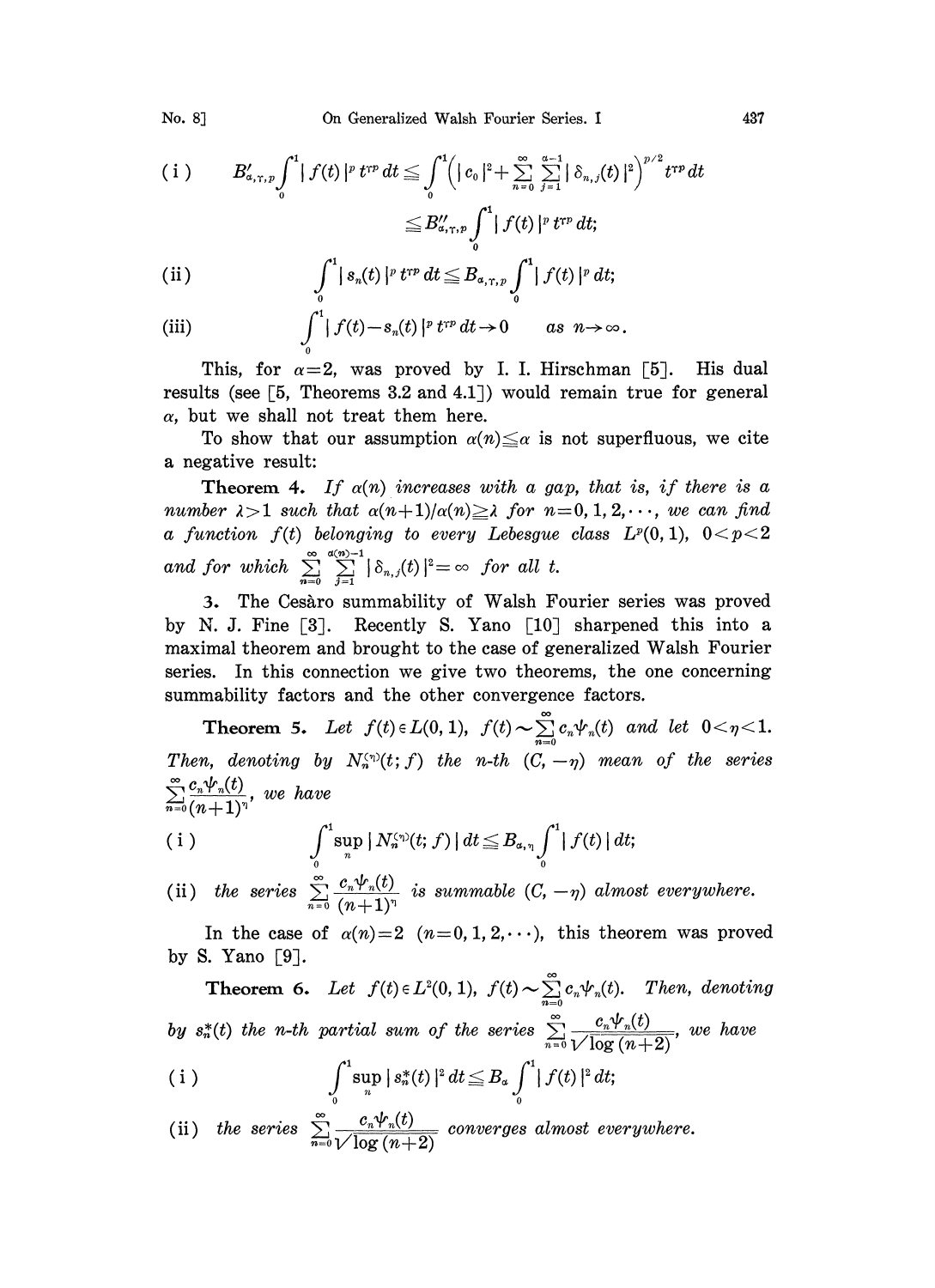(i) $$B'_{\alpha,\gamma,p}\int_0^1 |f(t)|^p t^{\gamma p}\,dt \leqq \int_0^1\Big(|c_0|^2+\sum_{n=0}^{\infty}\sum_{j=1}^{\alpha-1}|\delta_{n,j}(t)|^2\Big)^{p/2} t^{\gamma p}\,dt$$
$$\leqq B''_{\alpha,\gamma,p}\int_0^1 |f(t)|^p t^{\gamma p}\,dt;$$

(ii) $$\int_0^1 |s_n(t)|^p t^{\gamma p}\,dt \leqq B_{\alpha,\gamma,p}\int_0^1 |f(t)|^p\,dt;$$

(iii) $$\int_0^1 |f(t)-s_n(t)|^p t^{\gamma p}\,dt \to 0 \qquad as\ n\to\infty.$$

This, for $\alpha=2$, was proved by I. I. Hirschman [5]. His dual results (see [5, Theorems 3.2 and 4.1]) would remain true for general $\alpha$, but we shall not treat them here.

To show that our assumption $\alpha(n)\leqq\alpha$ is not superfluous, we cite a negative result:

**Theorem 4.** *If $\alpha(n)$ increases with a gap, that is, if there is a number $\lambda>1$ such that $\alpha(n+1)/\alpha(n)\geqq\lambda$ for $n=0,1,2,\cdots$, we can find a function $f(t)$ belonging to every Lebesgue class $L^p(0,1)$, $0<p<2$ and for which $\sum_{n=0}^{\infty}\sum_{j=1}^{\alpha(n)-1}|\delta_{n,j}(t)|^2=\infty$ for all $t$.*

3. The Cesàro summability of Walsh Fourier series was proved by N. J. Fine [3]. Recently S. Yano [10] sharpened this into a maximal theorem and brought to the case of generalized Walsh Fourier series. In this connection we give two theorems, the one concerning summability factors and the other convergence factors.

**Theorem 5.** *Let $f(t)\in L(0,1)$, $f(t)\sim\sum_{n=0}^{\infty}c_n\psi_n(t)$ and let $0<\eta<1$. Then, denoting by $N_n^{(\eta)}(t;f)$ the $n$-th $(C,-\eta)$ mean of the series $\sum_{n=0}^{\infty}\frac{c_n\psi_n(t)}{(n+1)^\eta}$, we have*

(i) $$\int_0^1 \sup_n |N_n^{(\eta)}(t;f)|\,dt \leqq B_{\alpha,\eta}\int_0^1 |f(t)|\,dt;$$

(ii) *the series $\sum_{n=0}^{\infty}\frac{c_n\psi_n(t)}{(n+1)^\eta}$ is summable $(C,-\eta)$ almost everywhere.*

In the case of $\alpha(n)=2$ $(n=0,1,2,\cdots)$, this theorem was proved by S. Yano [9].

**Theorem 6.** *Let $f(t)\in L^2(0,1)$, $f(t)\sim\sum_{n=0}^{\infty}c_n\psi_n(t)$. Then, denoting by $s_n^*(t)$ the $n$-th partial sum of the series $\sum_{n=0}^{\infty}\frac{c_n\psi_n(t)}{\sqrt{\log(n+2)}}$, we have*

(i) $$\int_0^1 \sup_n |s_n^*(t)|^2\,dt \leqq B_\alpha\int_0^1 |f(t)|^2\,dt;$$

(ii) *the series $\sum_{n=0}^{\infty}\frac{c_n\psi_n(t)}{\sqrt{\log(n+2)}}$ converges almost everywhere.*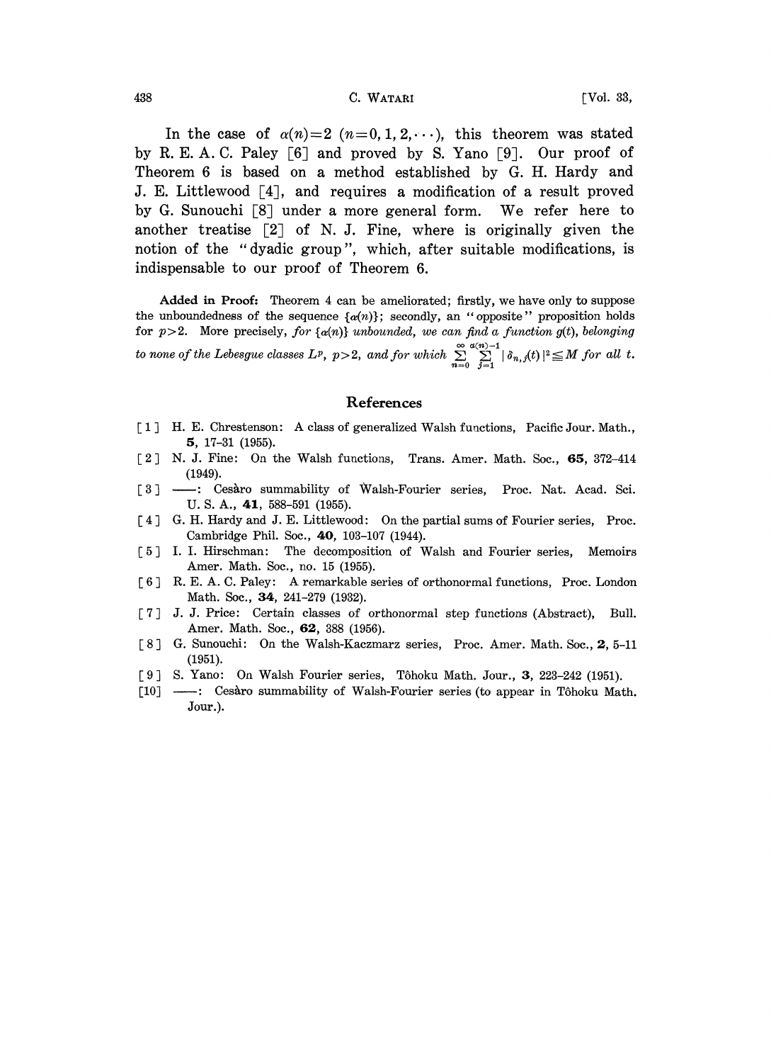In the case of $\alpha(n)=2$ $(n=0,1,2,\cdots)$, this theorem was stated by R. E. A. C. Paley [6] and proved by S. Yano [9]. Our proof of Theorem 6 is based on a method established by G. H. Hardy and J. E. Littlewood [4], and requires a modification of a result proved by G. Sunouchi [8] under a more general form. We refer here to another treatise [2] of N. J. Fine, where is originally given the notion of the "dyadic group", which, after suitable modifications, is indispensable to our proof of Theorem 6.

**Added in Proof:** Theorem 4 can be ameliorated; firstly, we have only to suppose the unboundedness of the sequence $\{\alpha(n)\}$; secondly, an "opposite" proposition holds for $p>2$. More precisely, *for $\{\alpha(n)\}$ unbounded, we can find a function $g(t)$, belonging to none of the Lebesgue classes $L^p$, $p>2$, and for which* $\sum_{n=0}^{\infty}\sum_{j=1}^{\alpha(n)-1}|\delta_{n,j}(t)|^2 \leqq M$ *for all* $t$.

## References

[1] H. E. Chrestenson: A class of generalized Walsh functions, Pacific Jour. Math., **5**, 17–31 (1955).

[2] N. J. Fine: On the Walsh functions, Trans. Amer. Math. Soc., **65**, 372–414 (1949).

[3] ——: Cesàro summability of Walsh-Fourier series, Proc. Nat. Acad. Sci. U. S. A., **41**, 588–591 (1955).

[4] G. H. Hardy and J. E. Littlewood: On the partial sums of Fourier series, Proc. Cambridge Phil. Soc., **40**, 103–107 (1944).

[5] I. I. Hirschman: The decomposition of Walsh and Fourier series, Memoirs Amer. Math. Soc., no. 15 (1955).

[6] R. E. A. C. Paley: A remarkable series of orthonormal functions, Proc. London Math. Soc., **34**, 241–279 (1932).

[7] J. J. Price: Certain classes of orthonormal step functions (Abstract), Bull. Amer. Math. Soc., **62**, 388 (1956).

[8] G. Sunouchi: On the Walsh-Kaczmarz series, Proc. Amer. Math. Soc., **2**, 5–11 (1951).

[9] S. Yano: On Walsh Fourier series, Tôhoku Math. Jour., **3**, 223–242 (1951).

[10] ——: Cesàro summability of Walsh-Fourier series (to appear in Tôhoku Math. Jour.).